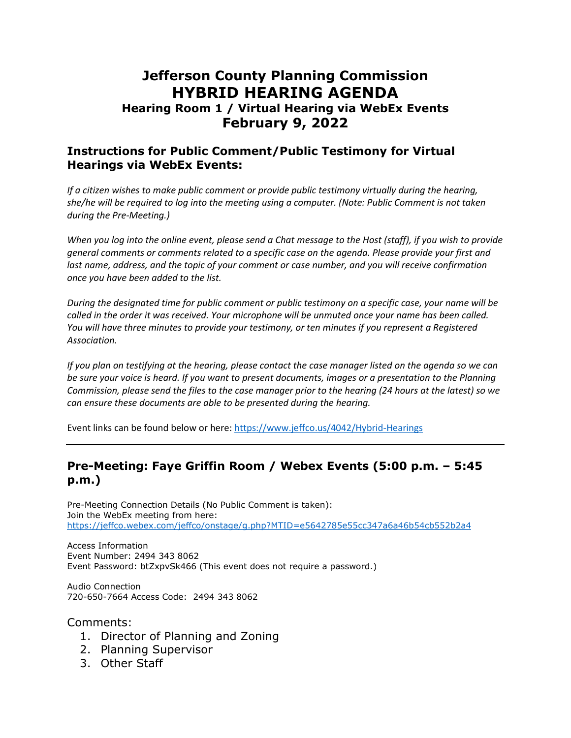# Jefferson County Planning Commission
# HYBRID HEARING AGENDA
### Hearing Room 1 / Virtual Hearing via WebEx Events
## February 9, 2022

## Instructions for Public Comment/Public Testimony for Virtual Hearings via WebEx Events:

*If a citizen wishes to make public comment or provide public testimony virtually during the hearing, she/he will be required to log into the meeting using a computer. (Note: Public Comment is not taken during the Pre-Meeting.)*

*When you log into the online event, please send a Chat message to the Host (staff), if you wish to provide general comments or comments related to a specific case on the agenda. Please provide your first and last name, address, and the topic of your comment or case number, and you will receive confirmation once you have been added to the list.*

*During the designated time for public comment or public testimony on a specific case, your name will be called in the order it was received. Your microphone will be unmuted once your name has been called. You will have three minutes to provide your testimony, or ten minutes if you represent a Registered Association.*

*If you plan on testifying at the hearing, please contact the case manager listed on the agenda so we can be sure your voice is heard. If you want to present documents, images or a presentation to the Planning Commission, please send the files to the case manager prior to the hearing (24 hours at the latest) so we can ensure these documents are able to be presented during the hearing.*

Event links can be found below or here: https://www.jeffco.us/4042/Hybrid-Hearings

---

## Pre-Meeting: Faye Griffin Room / Webex Events (5:00 p.m. – 5:45 p.m.)

Pre-Meeting Connection Details (No Public Comment is taken):
Join the WebEx meeting from here:
https://jeffco.webex.com/jeffco/onstage/g.php?MTID=e5642785e55cc347a6a46b54cb552b2a4

Access Information
Event Number: 2494 343 8062
Event Password: btZxpvSk466 (This event does not require a password.)

Audio Connection
720-650-7664 Access Code: 2494 343 8062

Comments:
1. Director of Planning and Zoning
2. Planning Supervisor
3. Other Staff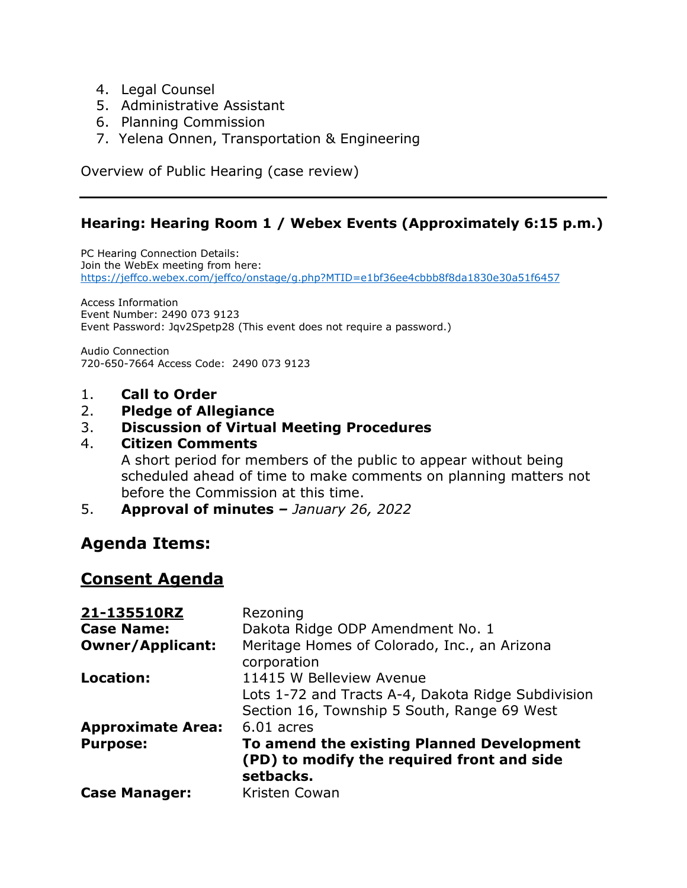4. Legal Counsel
5. Administrative Assistant
6. Planning Commission
7. Yelena Onnen, Transportation & Engineering

Overview of Public Hearing (case review)

---

### Hearing: Hearing Room 1 / Webex Events (Approximately 6:15 p.m.)

PC Hearing Connection Details:
Join the WebEx meeting from here:
https://jeffco.webex.com/jeffco/onstage/g.php?MTID=e1bf36ee4cbbb8f8da1830e30a51f6457

Access Information
Event Number: 2490 073 9123
Event Password: Jqv2Spetp28 (This event does not require a password.)

Audio Connection
720-650-7664 Access Code: 2490 073 9123

1. **Call to Order**
2. **Pledge of Allegiance**
3. **Discussion of Virtual Meeting Procedures**
4. **Citizen Comments**
   A short period for members of the public to appear without being scheduled ahead of time to make comments on planning matters not before the Commission at this time.
5. **Approval of minutes –** *January 26, 2022*

## Agenda Items:

## Consent Agenda

| | |
|---|---|
| **21-135510RZ** | Rezoning |
| **Case Name:** | Dakota Ridge ODP Amendment No. 1 |
| **Owner/Applicant:** | Meritage Homes of Colorado, Inc., an Arizona corporation |
| **Location:** | 11415 W Belleview Avenue<br>Lots 1-72 and Tracts A-4, Dakota Ridge Subdivision<br>Section 16, Township 5 South, Range 69 West |
| **Approximate Area:** | 6.01 acres |
| **Purpose:** | **To amend the existing Planned Development (PD) to modify the required front and side setbacks.** |
| **Case Manager:** | Kristen Cowan |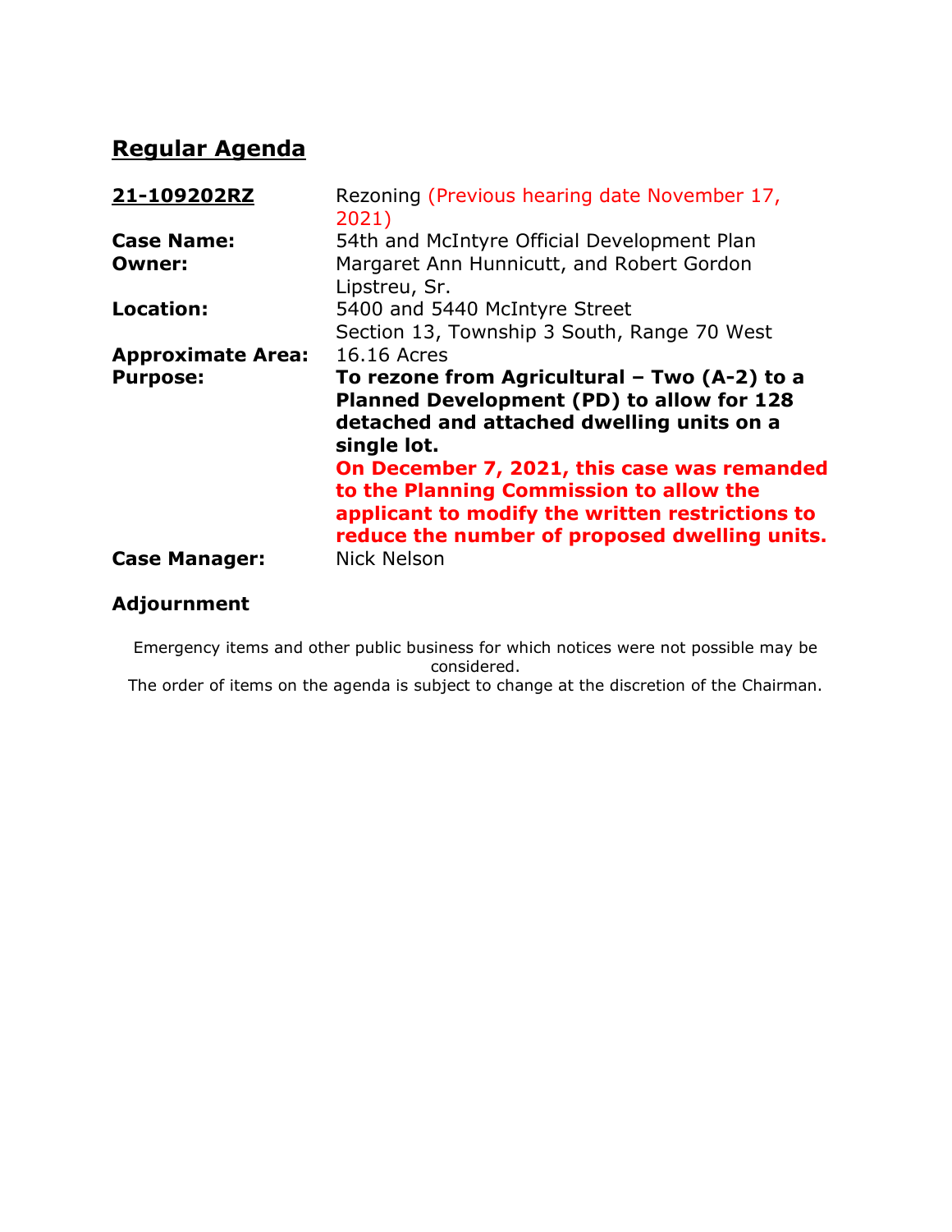## Regular Agenda

| | |
|---|---|
| **21-109202RZ** | Rezoning (Previous hearing date November 17, 2021) |
| **Case Name:** | 54th and McIntyre Official Development Plan |
| **Owner:** | Margaret Ann Hunnicutt, and Robert Gordon Lipstreu, Sr. |
| **Location:** | 5400 and 5440 McIntyre Street<br>Section 13, Township 3 South, Range 70 West |
| **Approximate Area:** | 16.16 Acres |
| **Purpose:** | **To rezone from Agricultural – Two (A-2) to a Planned Development (PD) to allow for 128 detached and attached dwelling units on a single lot.**<br>**On December 7, 2021, this case was remanded to the Planning Commission to allow the applicant to modify the written restrictions to reduce the number of proposed dwelling units.** |
| **Case Manager:** | Nick Nelson |

### Adjournment

Emergency items and other public business for which notices were not possible may be considered.

The order of items on the agenda is subject to change at the discretion of the Chairman.